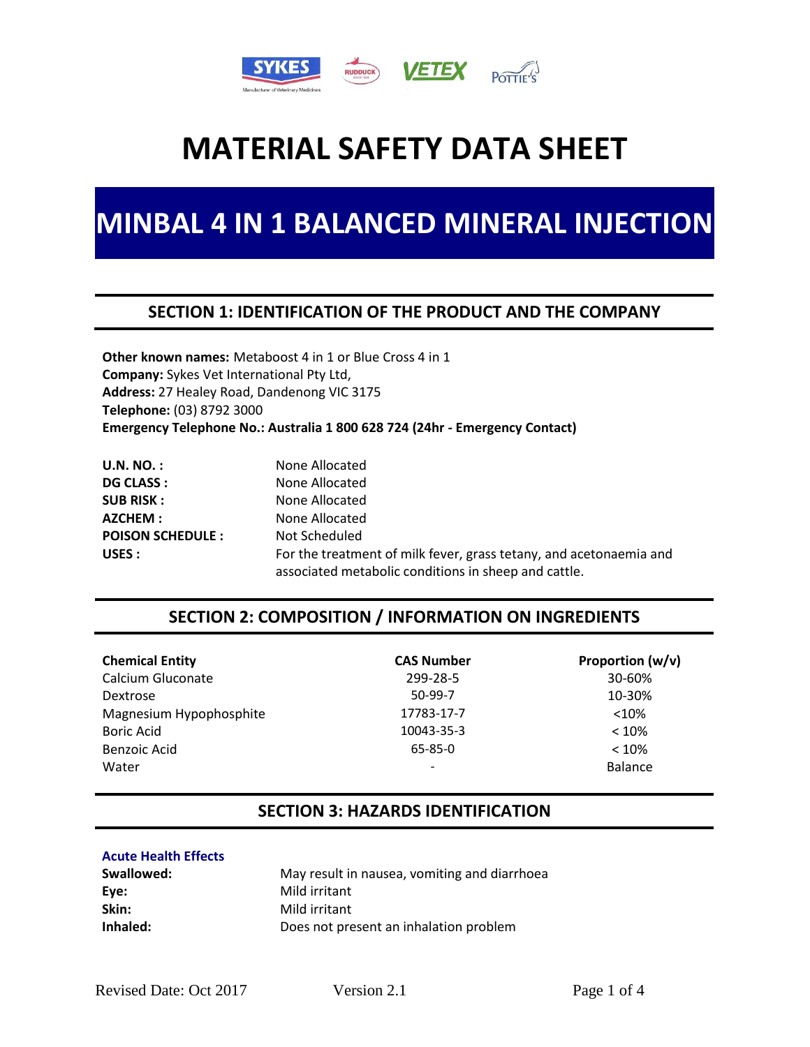# MATERIAL SAFETY DATA SHEET

# MINBAL 4 IN 1 BALANCED MINERAL INJECTION

## SECTION 1: IDENTIFICATION OF THE PRODUCT AND THE COMPANY

**Other known names:** Metaboost 4 in 1 or Blue Cross 4 in 1
**Company:** Sykes Vet International Pty Ltd,
**Address:** 27 Healey Road, Dandenong VIC 3175
**Telephone:** (03) 8792 3000
**Emergency Telephone No.: Australia 1 800 628 724 (24hr - Emergency Contact)**

| | |
|---|---|
| **U.N. NO. :** | None Allocated |
| **DG CLASS :** | None Allocated |
| **SUB RISK :** | None Allocated |
| **AZCHEM :** | None Allocated |
| **POISON SCHEDULE :** | Not Scheduled |
| **USES :** | For the treatment of milk fever, grass tetany, and acetonaemia and associated metabolic conditions in sheep and cattle. |

## SECTION 2: COMPOSITION / INFORMATION ON INGREDIENTS

| Chemical Entity | CAS Number | Proportion (w/v) |
|---|---|---|
| Calcium Gluconate | 299-28-5 | 30-60% |
| Dextrose | 50-99-7 | 10-30% |
| Magnesium Hypophosphite | 17783-17-7 | <10% |
| Boric Acid | 10043-35-3 | < 10% |
| Benzoic Acid | 65-85-0 | < 10% |
| Water | - | Balance |

## SECTION 3: HAZARDS IDENTIFICATION

### Acute Health Effects

| | |
|---|---|
| **Swallowed:** | May result in nausea, vomiting and diarrhoea |
| **Eye:** | Mild irritant |
| **Skin:** | Mild irritant |
| **Inhaled:** | Does not present an inhalation problem |

Revised Date: Oct 2017 Version 2.1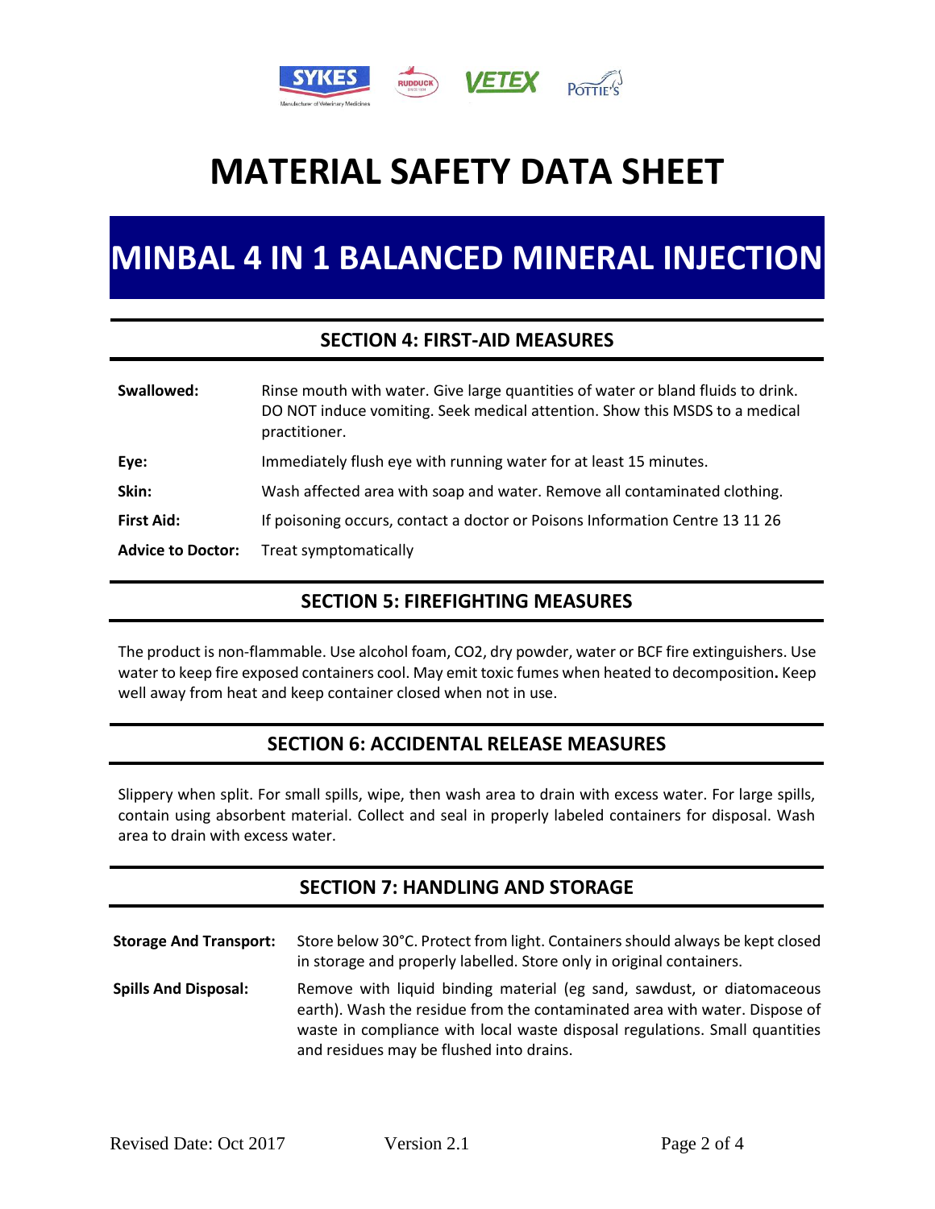# MATERIAL SAFETY DATA SHEET

# MINBAL 4 IN 1 BALANCED MINERAL INJECTION

## SECTION 4: FIRST-AID MEASURES

**Swallowed:** Rinse mouth with water. Give large quantities of water or bland fluids to drink. DO NOT induce vomiting. Seek medical attention. Show this MSDS to a medical practitioner.

**Eye:** Immediately flush eye with running water for at least 15 minutes.

**Skin:** Wash affected area with soap and water. Remove all contaminated clothing.

**First Aid:** If poisoning occurs, contact a doctor or Poisons Information Centre 13 11 26

**Advice to Doctor:** Treat symptomatically

## SECTION 5: FIREFIGHTING MEASURES

The product is non-flammable. Use alcohol foam, $CO_2$, dry powder, water or BCF fire extinguishers. Use water to keep fire exposed containers cool. May emit toxic fumes when heated to decomposition**.** Keep well away from heat and keep container closed when not in use.

## SECTION 6: ACCIDENTAL RELEASE MEASURES

Slippery when split. For small spills, wipe, then wash area to drain with excess water. For large spills, contain using absorbent material. Collect and seal in properly labeled containers for disposal. Wash area to drain with excess water.

## SECTION 7: HANDLING AND STORAGE

**Storage And Transport:** Store below 30°C. Protect from light. Containers should always be kept closed in storage and properly labelled. Store only in original containers.

**Spills And Disposal:** Remove with liquid binding material (eg sand, sawdust, or diatomaceous earth). Wash the residue from the contaminated area with water. Dispose of waste in compliance with local waste disposal regulations. Small quantities and residues may be flushed into drains.

Revised Date: Oct 2017 Version 2.1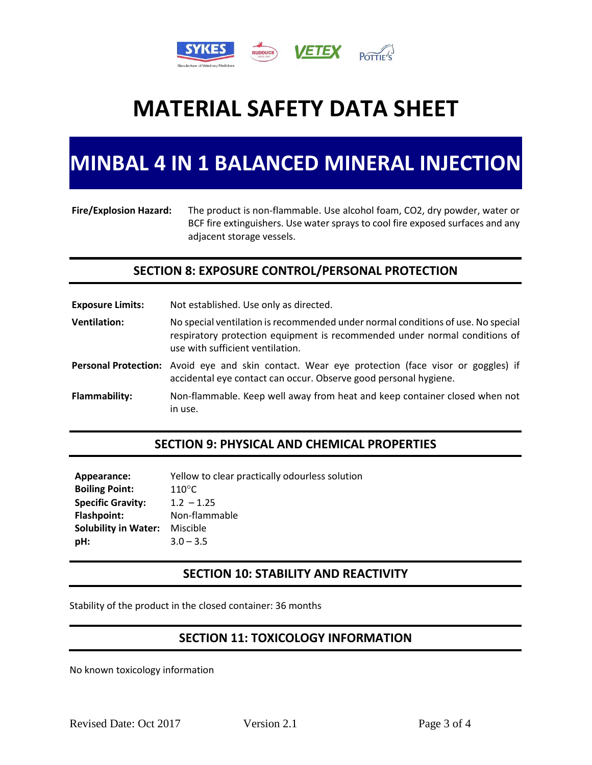# MATERIAL SAFETY DATA SHEET

# MINBAL 4 IN 1 BALANCED MINERAL INJECTION

**Fire/Explosion Hazard:** The product is non-flammable. Use alcohol foam, CO2, dry powder, water or BCF fire extinguishers. Use water sprays to cool fire exposed surfaces and any adjacent storage vessels.

## SECTION 8: EXPOSURE CONTROL/PERSONAL PROTECTION

**Exposure Limits:** Not established. Use only as directed.

**Ventilation:** No special ventilation is recommended under normal conditions of use. No special respiratory protection equipment is recommended under normal conditions of use with sufficient ventilation.

**Personal Protection:** Avoid eye and skin contact. Wear eye protection (face visor or goggles) if accidental eye contact can occur. Observe good personal hygiene.

**Flammability:** Non-flammable. Keep well away from heat and keep container closed when not in use.

## SECTION 9: PHYSICAL AND CHEMICAL PROPERTIES

**Appearance:** Yellow to clear practically odourless solution
**Boiling Point:** 110°C
**Specific Gravity:** 1.2 – 1.25
**Flashpoint:** Non-flammable
**Solubility in Water:** Miscible
**pH:** 3.0 – 3.5

## SECTION 10: STABILITY AND REACTIVITY

Stability of the product in the closed container: 36 months

## SECTION 11: TOXICOLOGY INFORMATION

No known toxicology information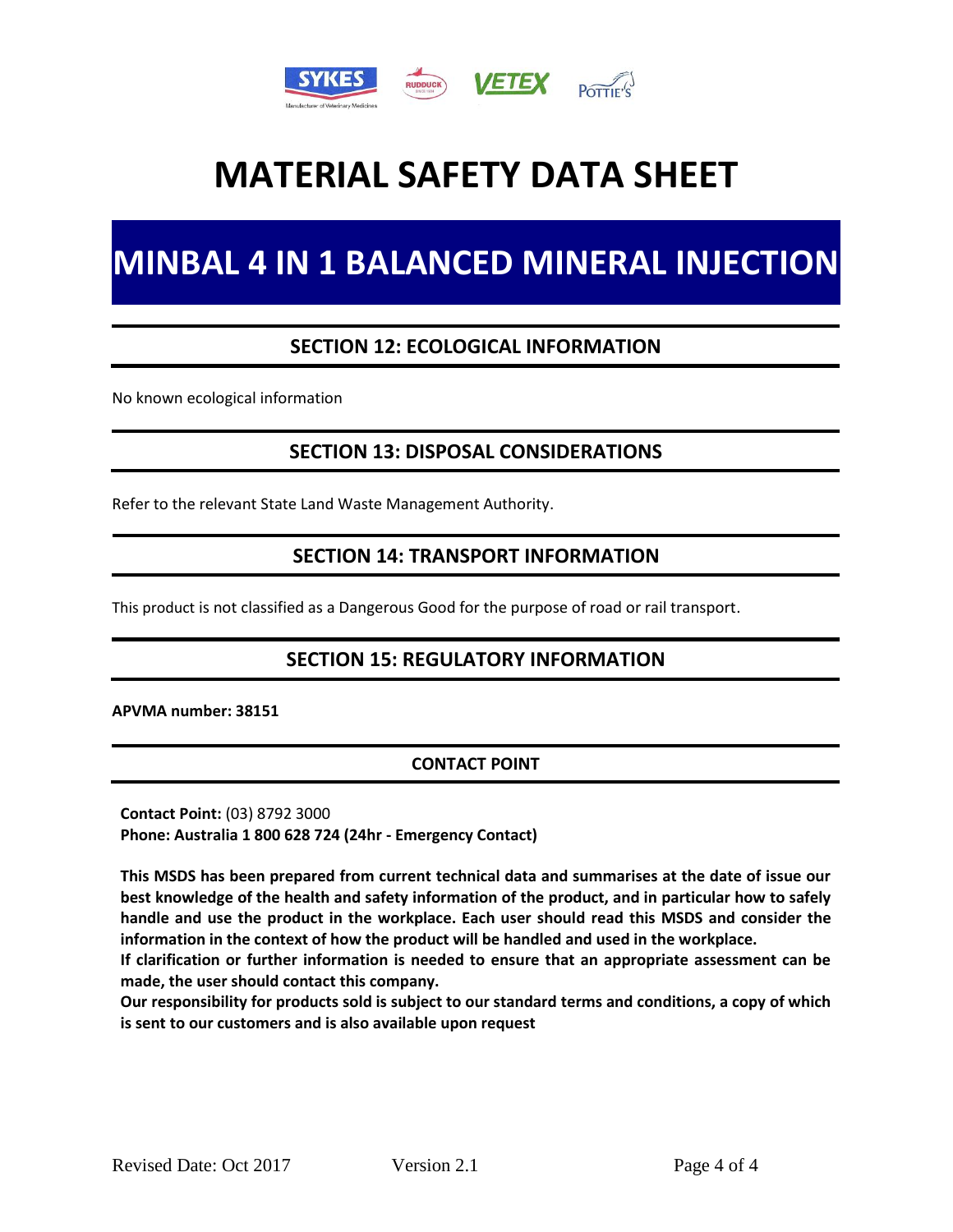# MATERIAL SAFETY DATA SHEET

# MINBAL 4 IN 1 BALANCED MINERAL INJECTION

## SECTION 12: ECOLOGICAL INFORMATION

No known ecological information

## SECTION 13: DISPOSAL CONSIDERATIONS

Refer to the relevant State Land Waste Management Authority.

## SECTION 14: TRANSPORT INFORMATION

This product is not classified as a Dangerous Good for the purpose of road or rail transport.

## SECTION 15: REGULATORY INFORMATION

**APVMA number: 38151**

## CONTACT POINT

**Contact Point:** (03) 8792 3000
**Phone: Australia 1 800 628 724 (24hr - Emergency Contact)**

**This MSDS has been prepared from current technical data and summarises at the date of issue our best knowledge of the health and safety information of the product, and in particular how to safely handle and use the product in the workplace. Each user should read this MSDS and consider the information in the context of how the product will be handled and used in the workplace.**
**If clarification or further information is needed to ensure that an appropriate assessment can be made, the user should contact this company.**
**Our responsibility for products sold is subject to our standard terms and conditions, a copy of which is sent to our customers and is also available upon request**

Revised Date: Oct 2017 Version 2.1